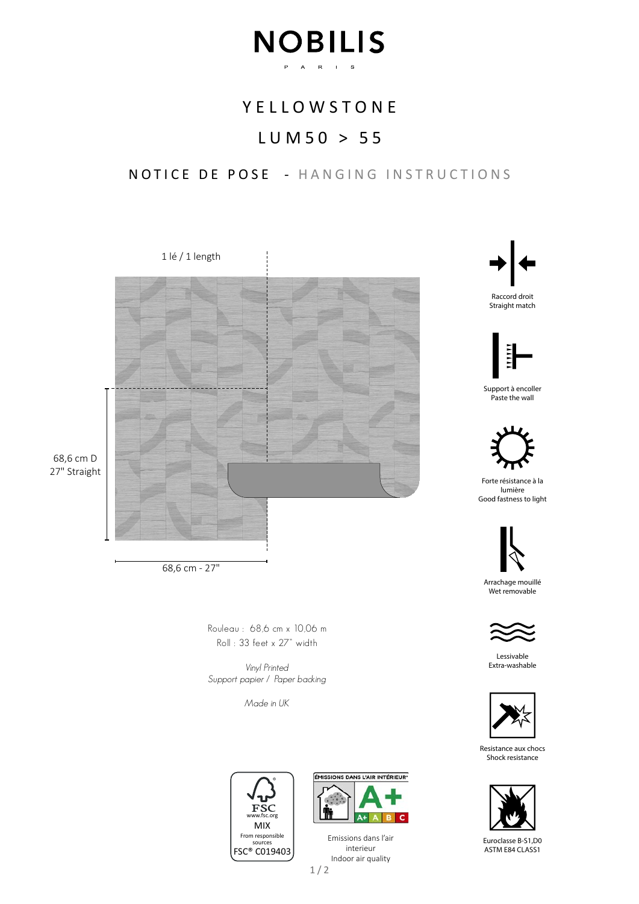# NOBILIS

P A R I S

## YELLOWSTONE

## LUM50 > 55

### NOTICE DE POSE - HANGING INSTRUCTIONS

1 lé / 1 length

68,6 cm D
27" Straight

68,6 cm - 27"

Rouleau : 68,6 cm x 10,06 m
Roll : 33 feet x 27" width

*Vinyl Printed*
*Support papier / Paper backing*

*Made in UK*

Raccord droit
Straight match

Support à encoller
Paste the wall

Forte résistance à la lumière
Good fastness to light

Arrachage mouillé
Wet removable

Lessivable
Extra-washable

Resistance aux chocs
Shock resistance

Euroclasse B-S1,D0
ASTM E84 CLASS1

FSC
www.fsc.org
MIX
From responsible sources
FSC® C019403

ÉMISSIONS DANS L'AIR INTÉRIEUR
A+
A+ A B C

Emissions dans l'air interieur
Indoor air quality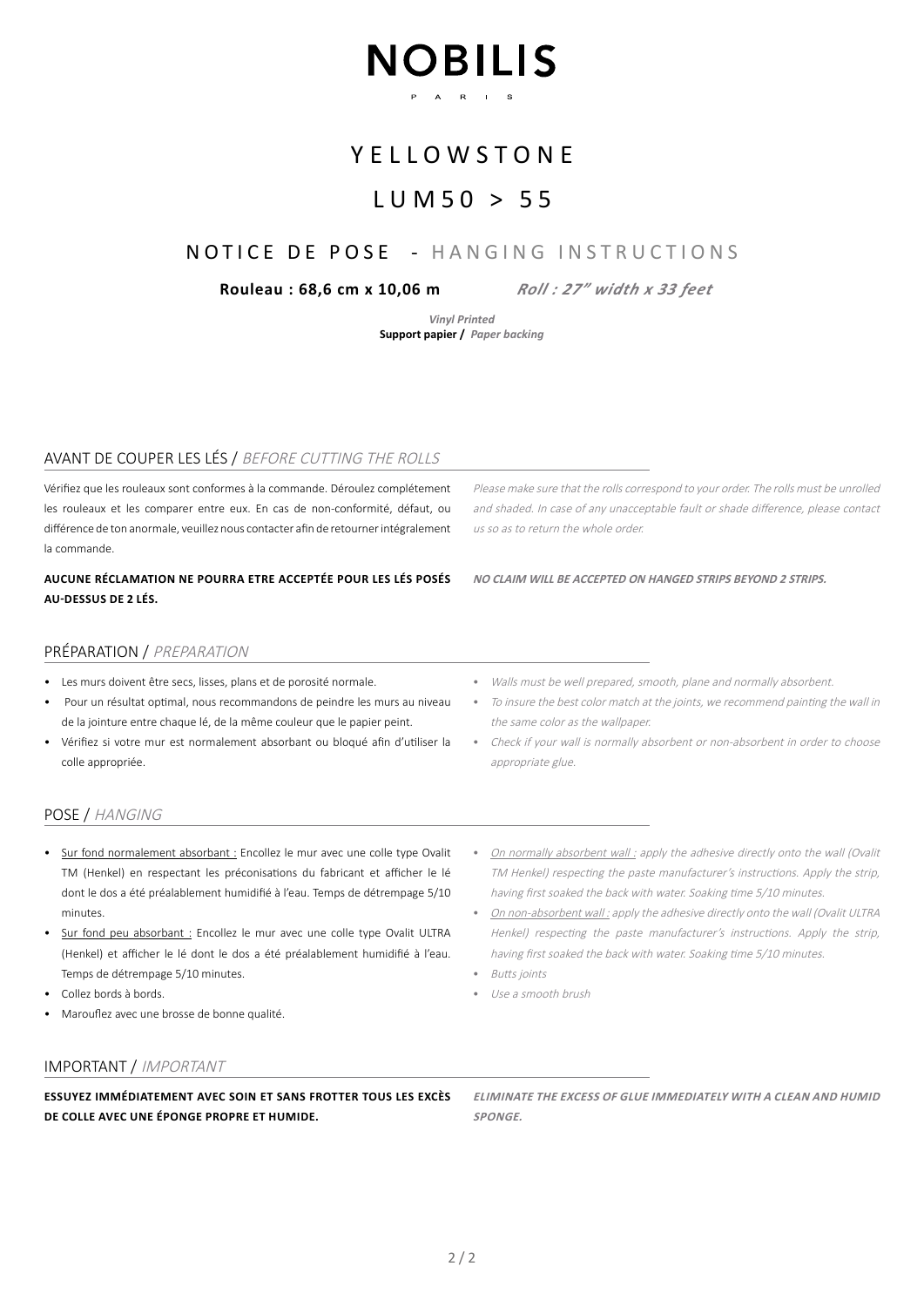# NOBILIS

PARIS

## YELLOWSTONE

## LUM50 > 55

### NOTICE DE POSE - HANGING INSTRUCTIONS

**Rouleau : 68,6 cm x 10,06 m** ***Roll : 27" width x 33 feet***

*Vinyl Printed*
**Support papier /** *Paper backing*

### AVANT DE COUPER LES LÉS / *BEFORE CUTTING THE ROLLS*

Vérifiez que les rouleaux sont conformes à la commande. Déroulez complétement les rouleaux et les comparer entre eux. En cas de non-conformité, défaut, ou différence de ton anormale, veuillez nous contacter afin de retourner intégralement la commande.

**AUCUNE RÉCLAMATION NE POURRA ETRE ACCEPTÉE POUR LES LÉS POSÉS AU-DESSUS DE 2 LÉS.**

*Please make sure that the rolls correspond to your order. The rolls must be unrolled and shaded. In case of any unacceptable fault or shade difference, please contact us so as to return the whole order.*

***NO CLAIM WILL BE ACCEPTED ON HANGED STRIPS BEYOND 2 STRIPS.***

### PRÉPARATION / *PREPARATION*

- Les murs doivent être secs, lisses, plans et de porosité normale.
- Pour un résultat optimal, nous recommandons de peindre les murs au niveau de la jointure entre chaque lé, de la même couleur que le papier peint.
- Vérifiez si votre mur est normalement absorbant ou bloqué afin d'utiliser la colle appropriée.

- *Walls must be well prepared, smooth, plane and normally absorbent.*
- *To insure the best color match at the joints, we recommend painting the wall in the same color as the wallpaper.*
- *Check if your wall is normally absorbent or non-absorbent in order to choose appropriate glue.*

### POSE / *HANGING*

- Sur fond normalement absorbant : Encollez le mur avec une colle type Ovalit TM (Henkel) en respectant les préconisations du fabricant et afficher le lé dont le dos a été préalablement humidifié à l'eau. Temps de détrempage 5/10 minutes.
- Sur fond peu absorbant : Encollez le mur avec une colle type Ovalit ULTRA (Henkel) et afficher le lé dont le dos a été préalablement humidifié à l'eau. Temps de détrempage 5/10 minutes.
- Collez bords à bords.
- Marouflez avec une brosse de bonne qualité.

- *On normally absorbent wall : apply the adhesive directly onto the wall (Ovalit TM Henkel) respecting the paste manufacturer's instructions. Apply the strip, having first soaked the back with water. Soaking time 5/10 minutes.*
- *On non-absorbent wall : apply the adhesive directly onto the wall (Ovalit ULTRA Henkel) respecting the paste manufacturer's instructions. Apply the strip, having first soaked the back with water. Soaking time 5/10 minutes.*
- *Butts joints*
- *Use a smooth brush*

### IMPORTANT / *IMPORTANT*

**ESSUYEZ IMMÉDIATEMENT AVEC SOIN ET SANS FROTTER TOUS LES EXCÈS DE COLLE AVEC UNE ÉPONGE PROPRE ET HUMIDE.**

***ELIMINATE THE EXCESS OF GLUE IMMEDIATELY WITH A CLEAN AND HUMID SPONGE.***